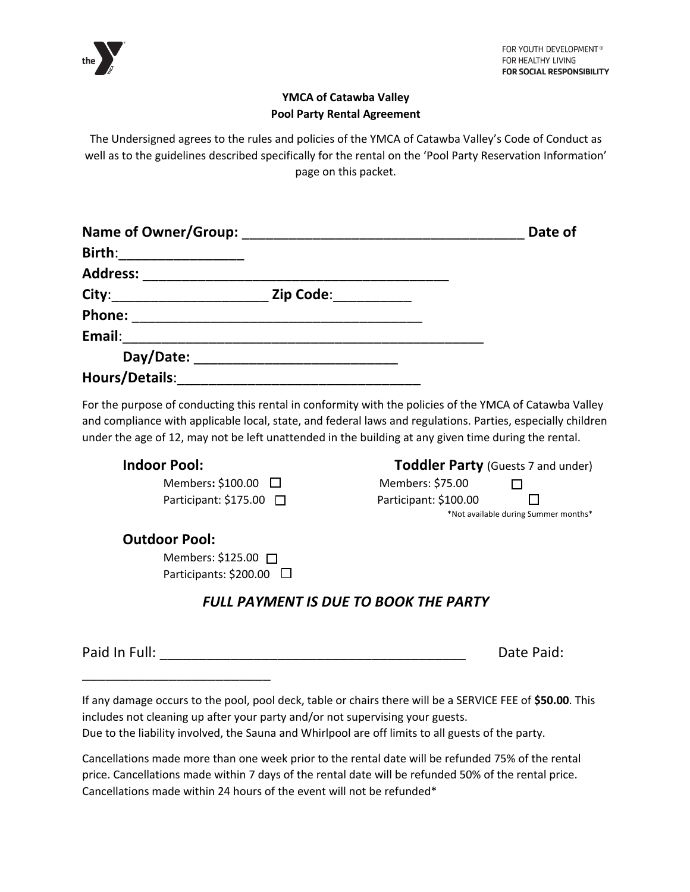FOR YOUTH DEVELOPMENT®
FOR HEALTHY LIVING
**FOR SOCIAL RESPONSIBILITY**

**YMCA of Catawba Valley**
**Pool Party Rental Agreement**

The Undersigned agrees to the rules and policies of the YMCA of Catawba Valley's Code of Conduct as well as to the guidelines described specifically for the rental on the 'Pool Party Reservation Information' page on this packet.

**Name of Owner/Group:** ____________________________________ **Date of Birth**:________________

**Address:** ________________________________________

**City**:____________________ **Zip Code**:__________

**Phone:** ______________________________________

**Email**:______________________________________________

**Day/Date:** ___________________________

**Hours/Details**:_________________________________

For the purpose of conducting this rental in conformity with the policies of the YMCA of Catawba Valley and compliance with applicable local, state, and federal laws and regulations. Parties, especially children under the age of 12, may not be left unattended in the building at any given time during the rental.

**Indoor Pool:**

- Members**:** $100.00 ☐
- Participant: $175.00 ☐

**Toddler Party** (Guests 7 and under)

- Members: $75.00 ☐
- Participant: $100.00 ☐

*Not available during Summer months*

**Outdoor Pool:**

- Members: $125.00 ☐
- Participants: $200.00 ☐

***FULL PAYMENT IS DUE TO BOOK THE PARTY***

Paid In Full: ________________________________________ Date Paid: __________________________

If any damage occurs to the pool, pool deck, table or chairs there will be a SERVICE FEE of **$50.00**. This includes not cleaning up after your party and/or not supervising your guests.
Due to the liability involved, the Sauna and Whirlpool are off limits to all guests of the party.

Cancellations made more than one week prior to the rental date will be refunded 75% of the rental price. Cancellations made within 7 days of the rental date will be refunded 50% of the rental price. Cancellations made within 24 hours of the event will not be refunded*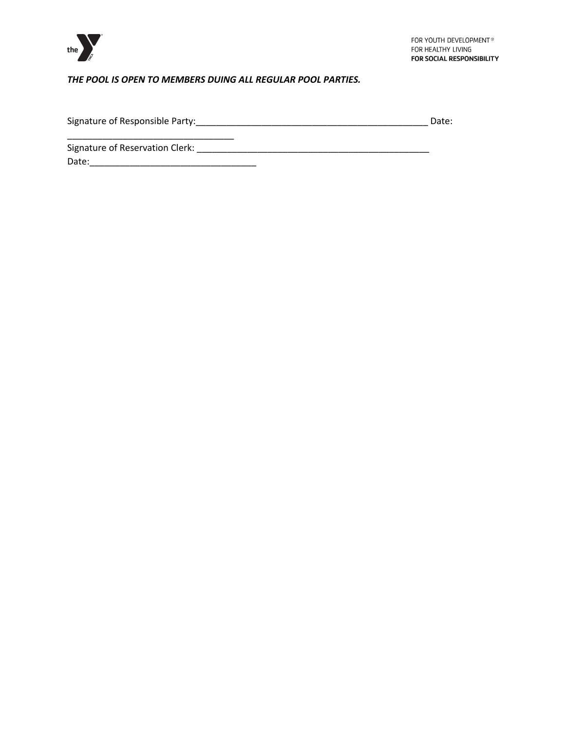***THE POOL IS OPEN TO MEMBERS DUING ALL REGULAR POOL PARTIES.***

Signature of Responsible Party:_________________________________________________ Date: _________________________________

Signature of Reservation Clerk: _________________________________________________ Date:_________________________________